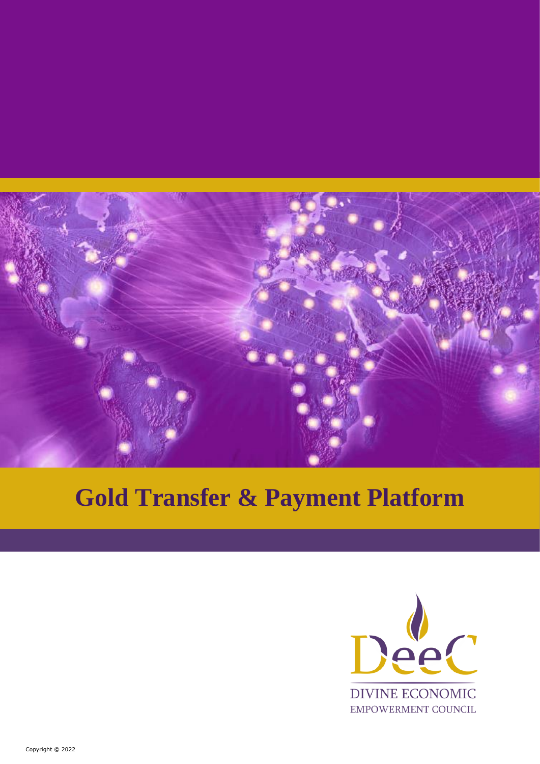# Gold Transfer & Payment Platform

DeeC

DIVINE ECONOMIC EMPOWERMENT COUNCIL

Copyright © 2022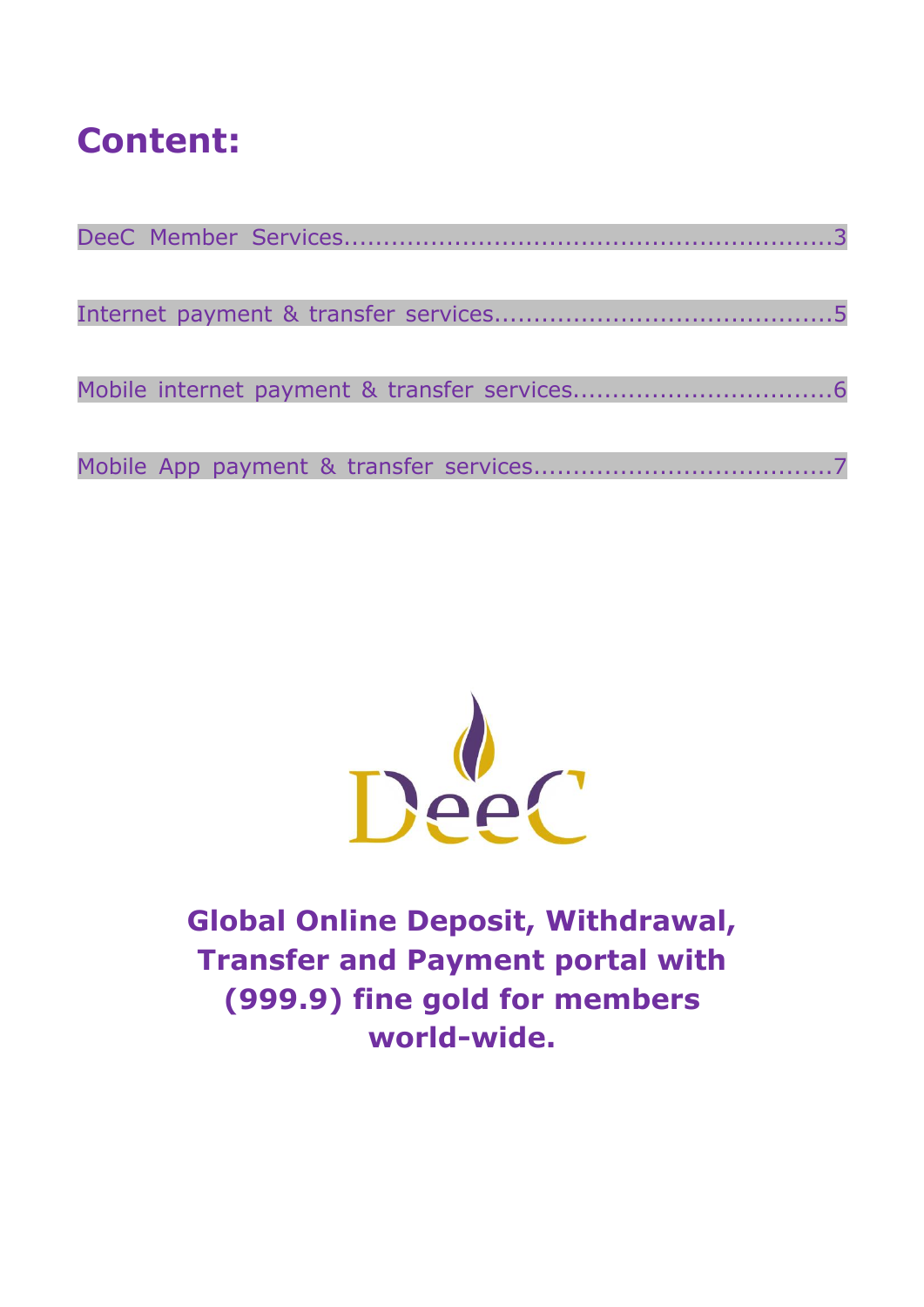# Content:

DeeC Member Services....................................................................3

Internet payment & transfer services.............................................5

Mobile internet payment & transfer services...................................6

Mobile App payment & transfer services.........................................7

DeeC

**Global Online Deposit, Withdrawal, Transfer and Payment portal with (999.9) fine gold for members world-wide.**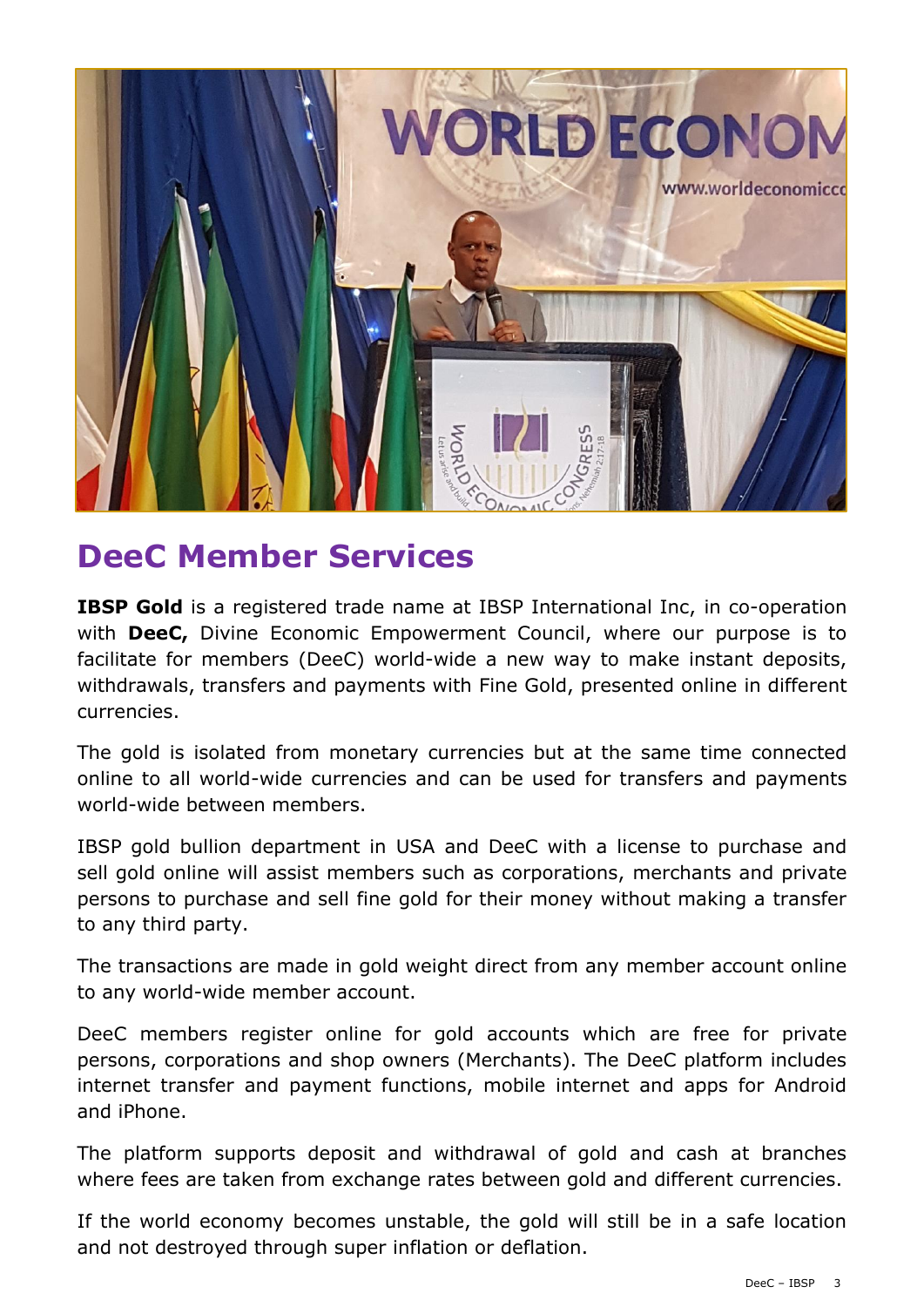## DeeC Member Services

**IBSP Gold** is a registered trade name at IBSP International Inc, in co-operation with **DeeC,** Divine Economic Empowerment Council, where our purpose is to facilitate for members (DeeC) world-wide a new way to make instant deposits, withdrawals, transfers and payments with Fine Gold, presented online in different currencies.

The gold is isolated from monetary currencies but at the same time connected online to all world-wide currencies and can be used for transfers and payments world-wide between members.

IBSP gold bullion department in USA and DeeC with a license to purchase and sell gold online will assist members such as corporations, merchants and private persons to purchase and sell fine gold for their money without making a transfer to any third party.

The transactions are made in gold weight direct from any member account online to any world-wide member account.

DeeC members register online for gold accounts which are free for private persons, corporations and shop owners (Merchants). The DeeC platform includes internet transfer and payment functions, mobile internet and apps for Android and iPhone.

The platform supports deposit and withdrawal of gold and cash at branches where fees are taken from exchange rates between gold and different currencies.

If the world economy becomes unstable, the gold will still be in a safe location and not destroyed through super inflation or deflation.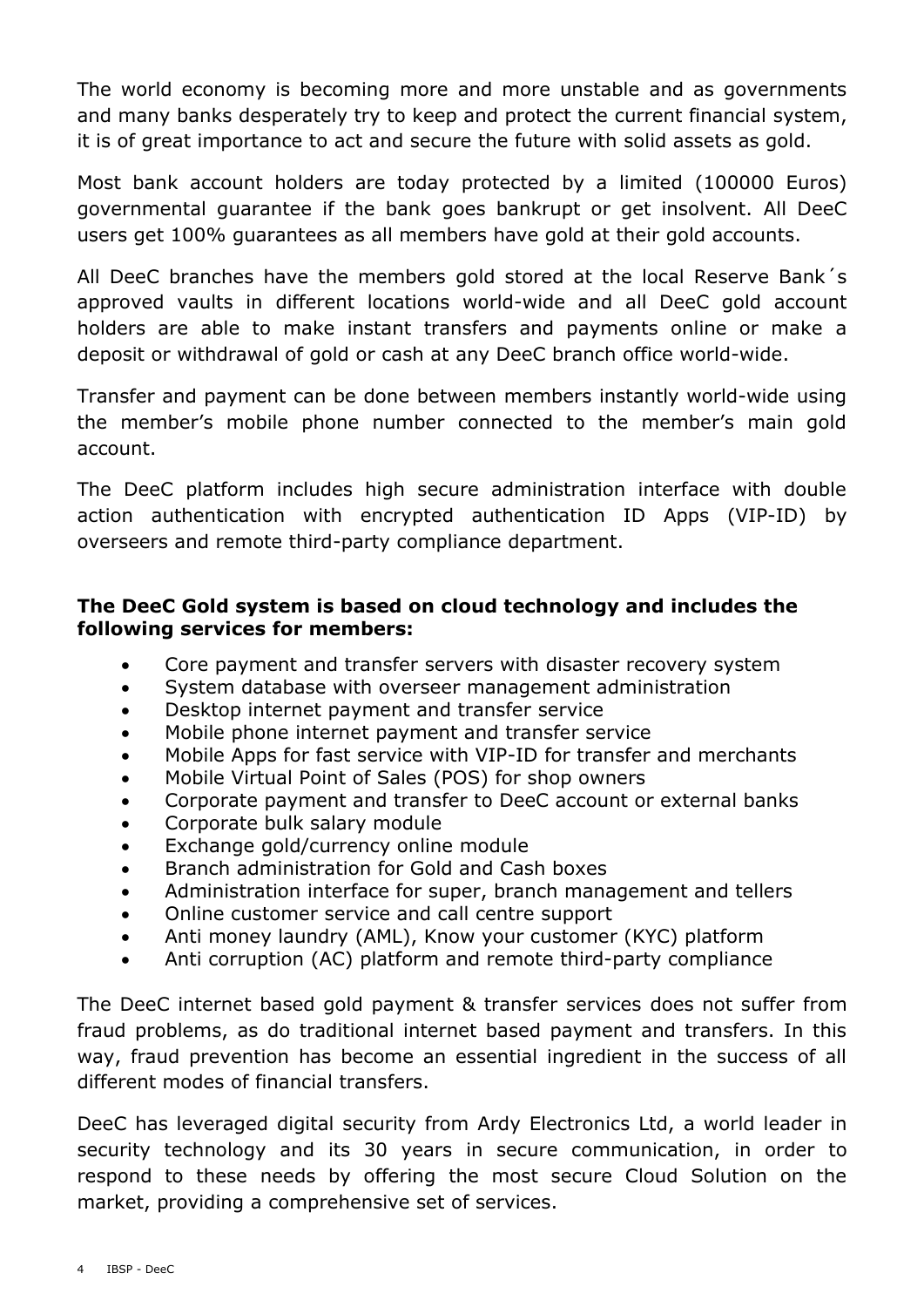The world economy is becoming more and more unstable and as governments and many banks desperately try to keep and protect the current financial system, it is of great importance to act and secure the future with solid assets as gold.

Most bank account holders are today protected by a limited (100000 Euros) governmental guarantee if the bank goes bankrupt or get insolvent. All DeeC users get 100% guarantees as all members have gold at their gold accounts.

All DeeC branches have the members gold stored at the local Reserve Bank´s approved vaults in different locations world-wide and all DeeC gold account holders are able to make instant transfers and payments online or make a deposit or withdrawal of gold or cash at any DeeC branch office world-wide.

Transfer and payment can be done between members instantly world-wide using the member's mobile phone number connected to the member's main gold account.

The DeeC platform includes high secure administration interface with double action authentication with encrypted authentication ID Apps (VIP-ID) by overseers and remote third-party compliance department.

**The DeeC Gold system is based on cloud technology and includes the following services for members:**

- Core payment and transfer servers with disaster recovery system
- System database with overseer management administration
- Desktop internet payment and transfer service
- Mobile phone internet payment and transfer service
- Mobile Apps for fast service with VIP-ID for transfer and merchants
- Mobile Virtual Point of Sales (POS) for shop owners
- Corporate payment and transfer to DeeC account or external banks
- Corporate bulk salary module
- Exchange gold/currency online module
- Branch administration for Gold and Cash boxes
- Administration interface for super, branch management and tellers
- Online customer service and call centre support
- Anti money laundry (AML), Know your customer (KYC) platform
- Anti corruption (AC) platform and remote third-party compliance

The DeeC internet based gold payment & transfer services does not suffer from fraud problems, as do traditional internet based payment and transfers. In this way, fraud prevention has become an essential ingredient in the success of all different modes of financial transfers.

DeeC has leveraged digital security from Ardy Electronics Ltd, a world leader in security technology and its 30 years in secure communication, in order to respond to these needs by offering the most secure Cloud Solution on the market, providing a comprehensive set of services.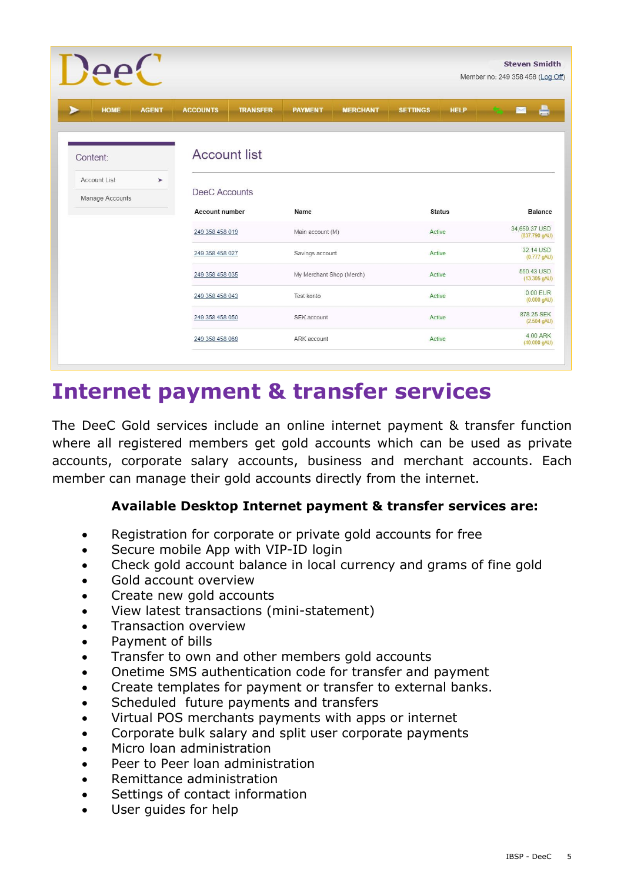# Internet payment & transfer services

The DeeC Gold services include an online internet payment & transfer function where all registered members get gold accounts which can be used as private accounts, corporate salary accounts, business and merchant accounts. Each member can manage their gold accounts directly from the internet.

**Available Desktop Internet payment & transfer services are:**

- Registration for corporate or private gold accounts for free
- Secure mobile App with VIP-ID login
- Check gold account balance in local currency and grams of fine gold
- Gold account overview
- Create new gold accounts
- View latest transactions (mini-statement)
- Transaction overview
- Payment of bills
- Transfer to own and other members gold accounts
- Onetime SMS authentication code for transfer and payment
- Create templates for payment or transfer to external banks.
- Scheduled future payments and transfers
- Virtual POS merchants payments with apps or internet
- Corporate bulk salary and split user corporate payments
- Micro loan administration
- Peer to Peer loan administration
- Remittance administration
- Settings of contact information
- User guides for help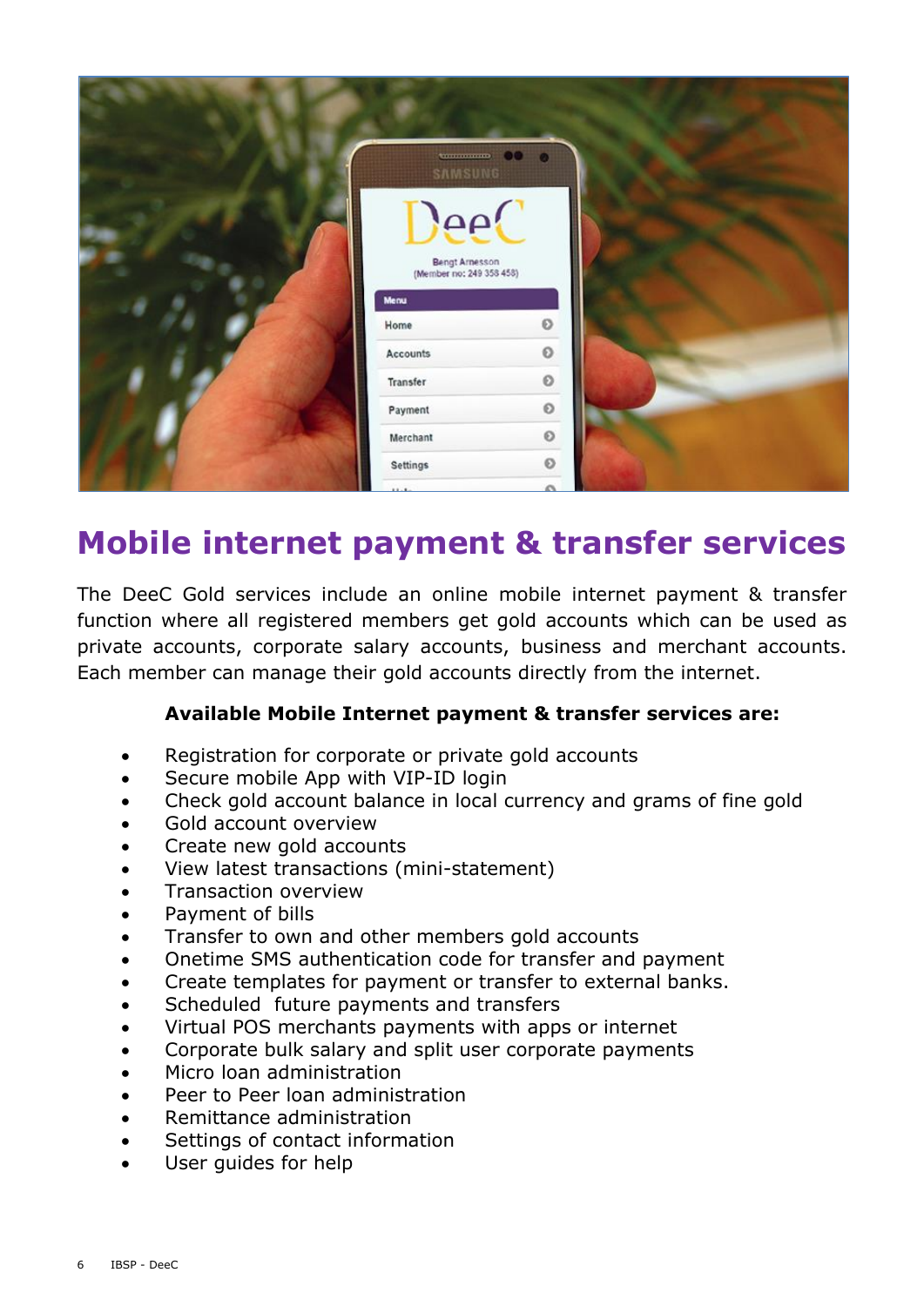# Mobile internet payment & transfer services

The DeeC Gold services include an online mobile internet payment & transfer function where all registered members get gold accounts which can be used as private accounts, corporate salary accounts, business and merchant accounts. Each member can manage their gold accounts directly from the internet.

**Available Mobile Internet payment & transfer services are:**

- Registration for corporate or private gold accounts
- Secure mobile App with VIP-ID login
- Check gold account balance in local currency and grams of fine gold
- Gold account overview
- Create new gold accounts
- View latest transactions (mini-statement)
- Transaction overview
- Payment of bills
- Transfer to own and other members gold accounts
- Onetime SMS authentication code for transfer and payment
- Create templates for payment or transfer to external banks.
- Scheduled future payments and transfers
- Virtual POS merchants payments with apps or internet
- Corporate bulk salary and split user corporate payments
- Micro loan administration
- Peer to Peer loan administration
- Remittance administration
- Settings of contact information
- User guides for help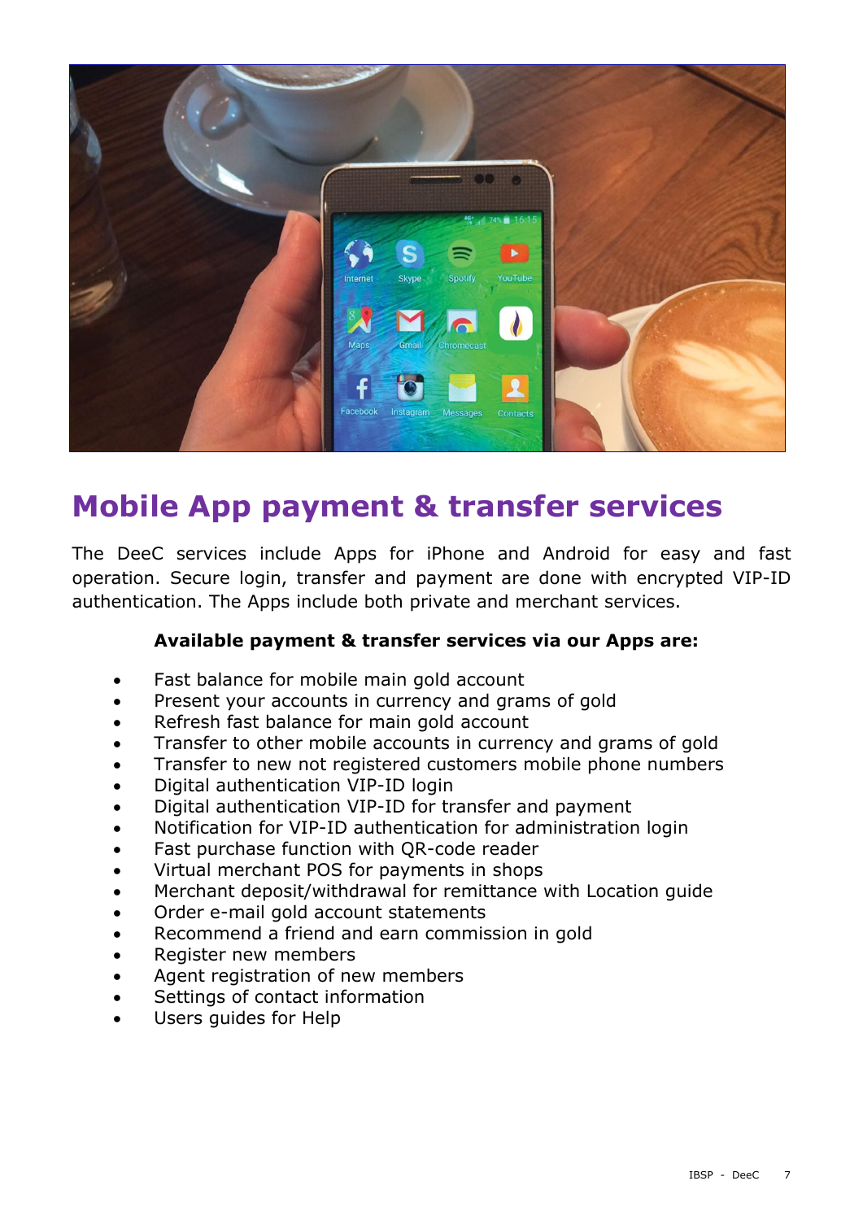# Mobile App payment & transfer services

The DeeC services include Apps for iPhone and Android for easy and fast operation. Secure login, transfer and payment are done with encrypted VIP-ID authentication. The Apps include both private and merchant services.

**Available payment & transfer services via our Apps are:**

- Fast balance for mobile main gold account
- Present your accounts in currency and grams of gold
- Refresh fast balance for main gold account
- Transfer to other mobile accounts in currency and grams of gold
- Transfer to new not registered customers mobile phone numbers
- Digital authentication VIP-ID login
- Digital authentication VIP-ID for transfer and payment
- Notification for VIP-ID authentication for administration login
- Fast purchase function with QR-code reader
- Virtual merchant POS for payments in shops
- Merchant deposit/withdrawal for remittance with Location guide
- Order e-mail gold account statements
- Recommend a friend and earn commission in gold
- Register new members
- Agent registration of new members
- Settings of contact information
- Users guides for Help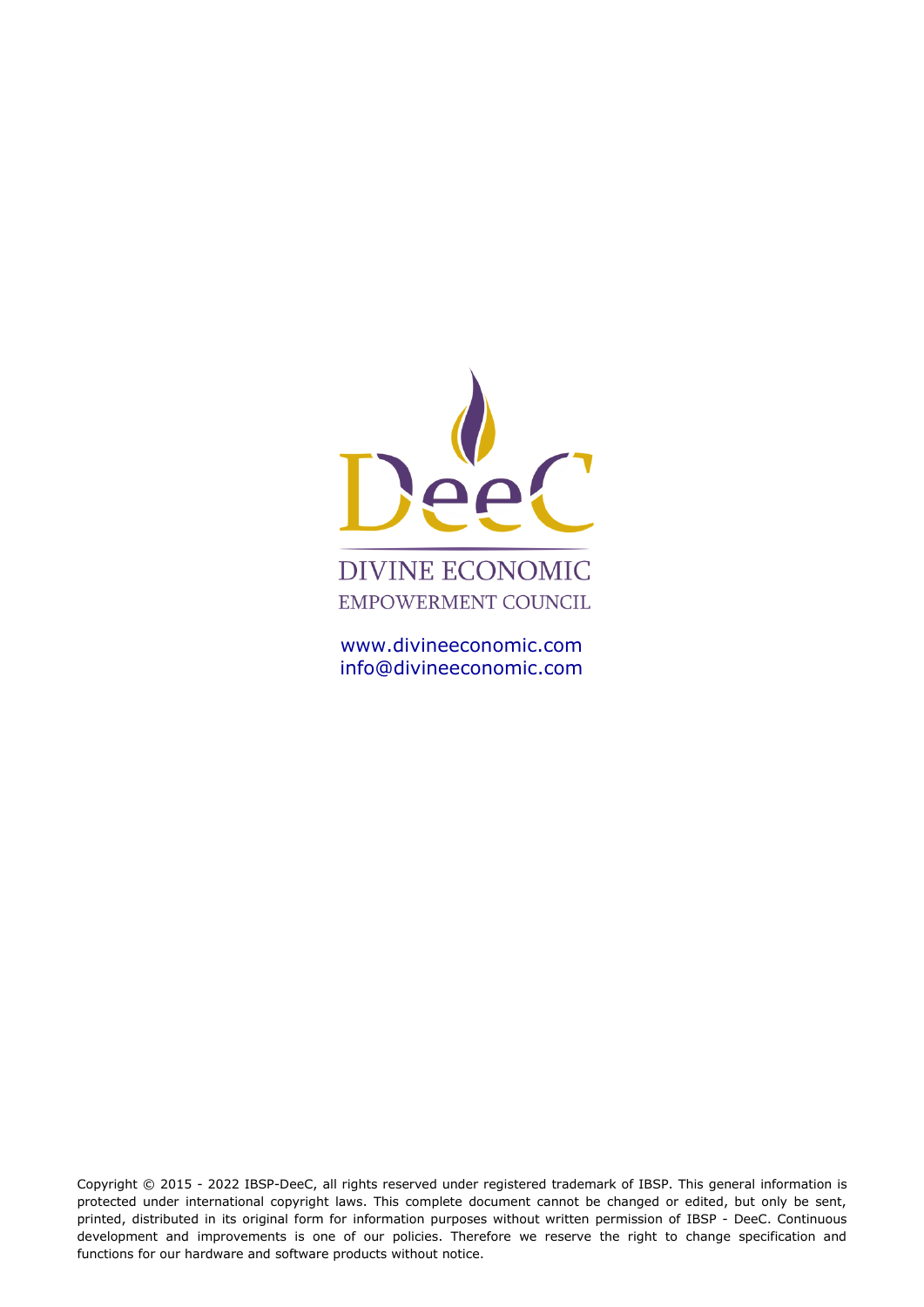DeeC

DIVINE ECONOMIC

EMPOWERMENT COUNCIL

www.divineeconomic.com
info@divineeconomic.com

Copyright © 2015 - 2022 IBSP-DeeC, all rights reserved under registered trademark of IBSP. This general information is protected under international copyright laws. This complete document cannot be changed or edited, but only be sent, printed, distributed in its original form for information purposes without written permission of IBSP - DeeC. Continuous development and improvements is one of our policies. Therefore we reserve the right to change specification and functions for our hardware and software products without notice.